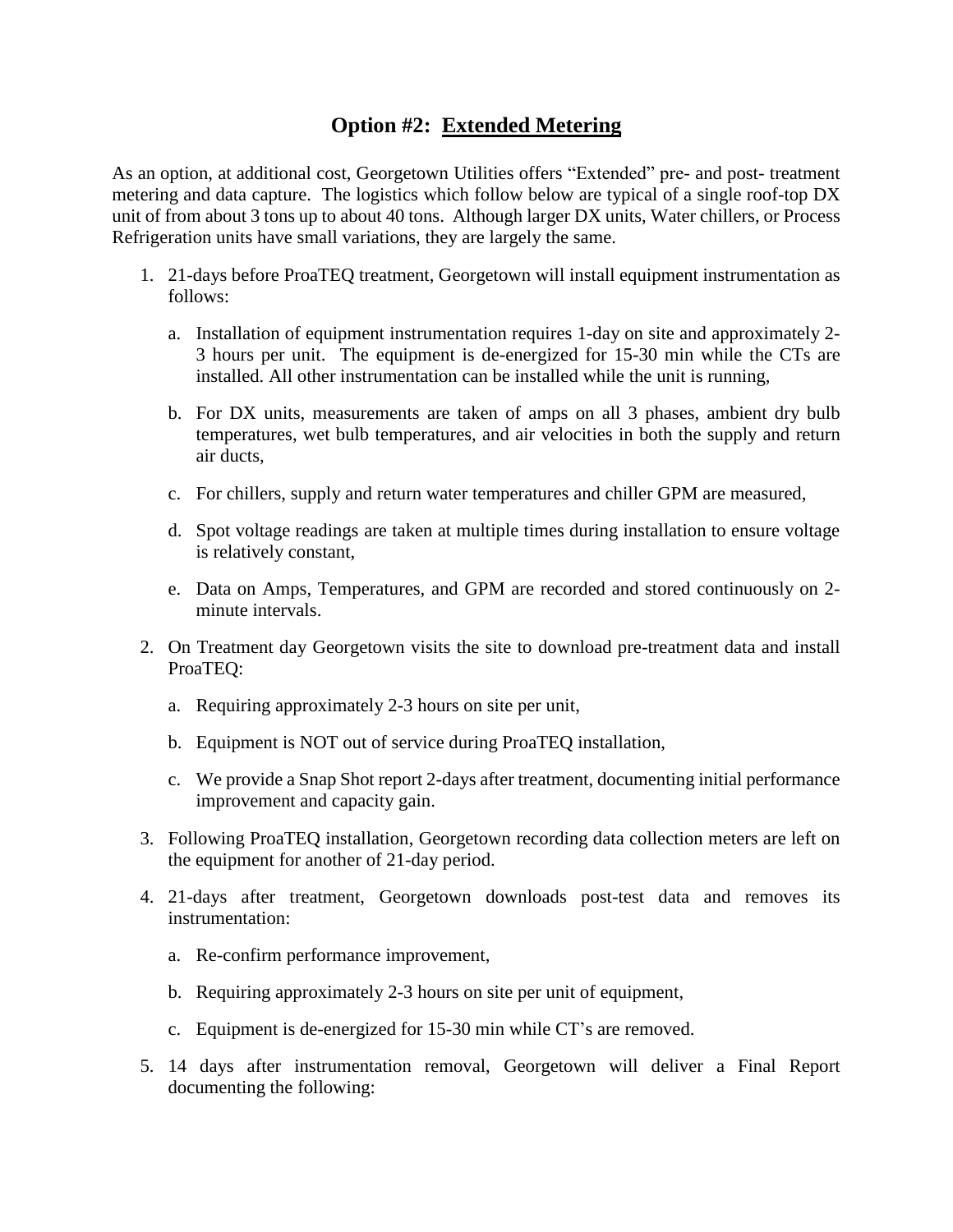## Option #2: Extended Metering

As an option, at additional cost, Georgetown Utilities offers "Extended" pre- and post- treatment metering and data capture. The logistics which follow below are typical of a single roof-top DX unit of from about 3 tons up to about 40 tons. Although larger DX units, Water chillers, or Process Refrigeration units have small variations, they are largely the same.

1. 21-days before ProaTEQ treatment, Georgetown will install equipment instrumentation as follows:

   a. Installation of equipment instrumentation requires 1-day on site and approximately 2-3 hours per unit. The equipment is de-energized for 15-30 min while the CTs are installed. All other instrumentation can be installed while the unit is running,

   b. For DX units, measurements are taken of amps on all 3 phases, ambient dry bulb temperatures, wet bulb temperatures, and air velocities in both the supply and return air ducts,

   c. For chillers, supply and return water temperatures and chiller GPM are measured,

   d. Spot voltage readings are taken at multiple times during installation to ensure voltage is relatively constant,

   e. Data on Amps, Temperatures, and GPM are recorded and stored continuously on 2-minute intervals.

2. On Treatment day Georgetown visits the site to download pre-treatment data and install ProaTEQ:

   a. Requiring approximately 2-3 hours on site per unit,

   b. Equipment is NOT out of service during ProaTEQ installation,

   c. We provide a Snap Shot report 2-days after treatment, documenting initial performance improvement and capacity gain.

3. Following ProaTEQ installation, Georgetown recording data collection meters are left on the equipment for another of 21-day period.

4. 21-days after treatment, Georgetown downloads post-test data and removes its instrumentation:

   a. Re-confirm performance improvement,

   b. Requiring approximately 2-3 hours on site per unit of equipment,

   c. Equipment is de-energized for 15-30 min while CT's are removed.

5. 14 days after instrumentation removal, Georgetown will deliver a Final Report documenting the following: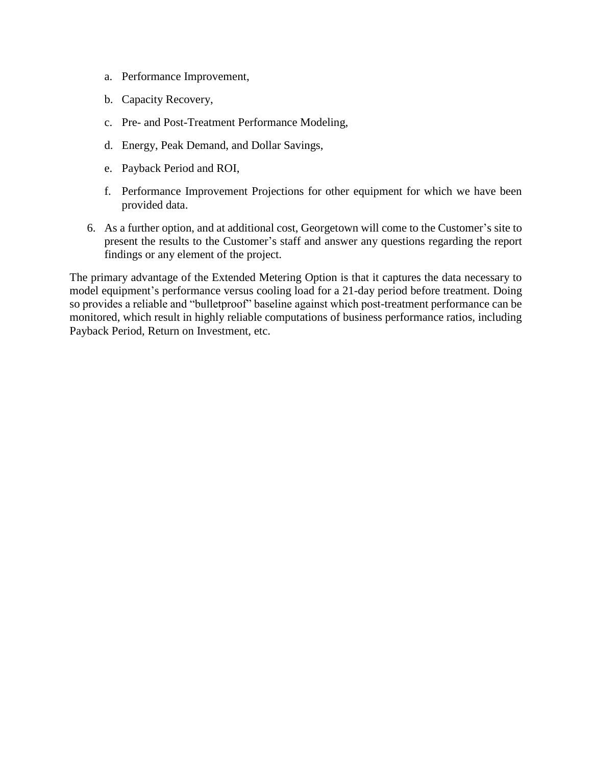a. Performance Improvement,
   b. Capacity Recovery,
   c. Pre- and Post-Treatment Performance Modeling,
   d. Energy, Peak Demand, and Dollar Savings,
   e. Payback Period and ROI,
   f. Performance Improvement Projections for other equipment for which we have been provided data.

6. As a further option, and at additional cost, Georgetown will come to the Customer's site to present the results to the Customer's staff and answer any questions regarding the report findings or any element of the project.

The primary advantage of the Extended Metering Option is that it captures the data necessary to model equipment's performance versus cooling load for a 21-day period before treatment. Doing so provides a reliable and "bulletproof" baseline against which post-treatment performance can be monitored, which result in highly reliable computations of business performance ratios, including Payback Period, Return on Investment, etc.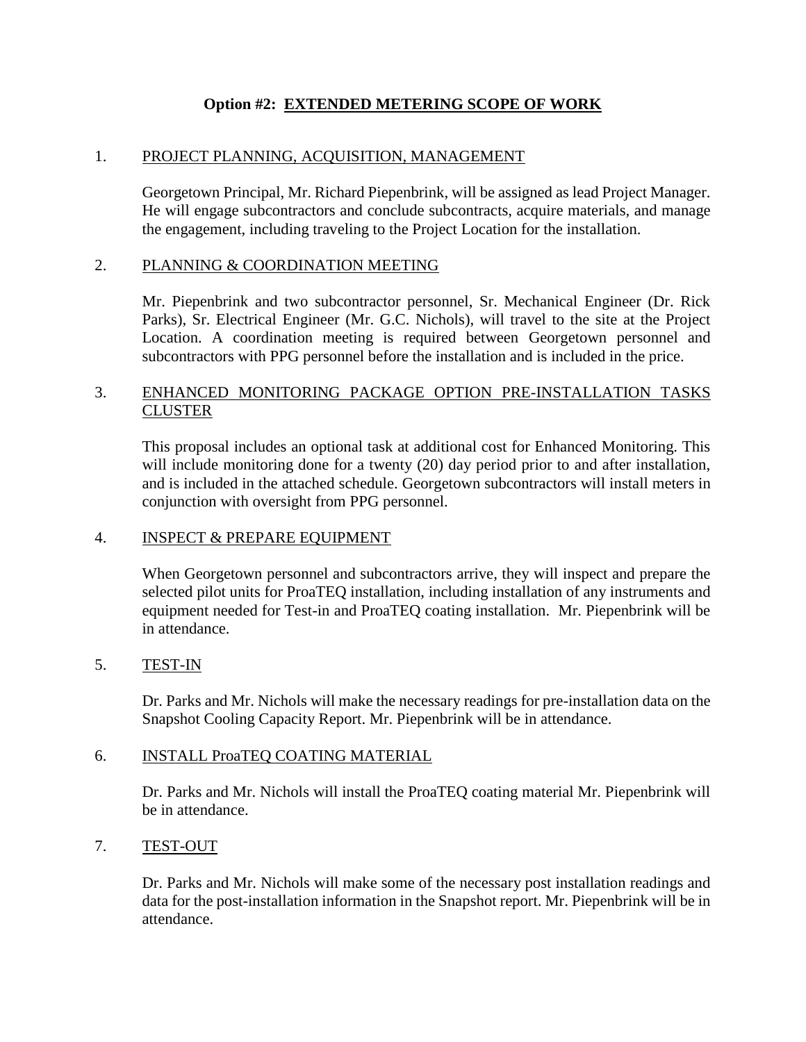# Option #2: EXTENDED METERING SCOPE OF WORK

1. PROJECT PLANNING, ACQUISITION, MANAGEMENT

   Georgetown Principal, Mr. Richard Piepenbrink, will be assigned as lead Project Manager. He will engage subcontractors and conclude subcontracts, acquire materials, and manage the engagement, including traveling to the Project Location for the installation.

2. PLANNING & COORDINATION MEETING

   Mr. Piepenbrink and two subcontractor personnel, Sr. Mechanical Engineer (Dr. Rick Parks), Sr. Electrical Engineer (Mr. G.C. Nichols), will travel to the site at the Project Location. A coordination meeting is required between Georgetown personnel and subcontractors with PPG personnel before the installation and is included in the price.

3. ENHANCED MONITORING PACKAGE OPTION PRE-INSTALLATION TASKS CLUSTER

   This proposal includes an optional task at additional cost for Enhanced Monitoring. This will include monitoring done for a twenty (20) day period prior to and after installation, and is included in the attached schedule. Georgetown subcontractors will install meters in conjunction with oversight from PPG personnel.

4. INSPECT & PREPARE EQUIPMENT

   When Georgetown personnel and subcontractors arrive, they will inspect and prepare the selected pilot units for ProaTEQ installation, including installation of any instruments and equipment needed for Test-in and ProaTEQ coating installation. Mr. Piepenbrink will be in attendance.

5. TEST-IN

   Dr. Parks and Mr. Nichols will make the necessary readings for pre-installation data on the Snapshot Cooling Capacity Report. Mr. Piepenbrink will be in attendance.

6. INSTALL ProaTEQ COATING MATERIAL

   Dr. Parks and Mr. Nichols will install the ProaTEQ coating material Mr. Piepenbrink will be in attendance.

7. TEST-OUT

   Dr. Parks and Mr. Nichols will make some of the necessary post installation readings and data for the post-installation information in the Snapshot report. Mr. Piepenbrink will be in attendance.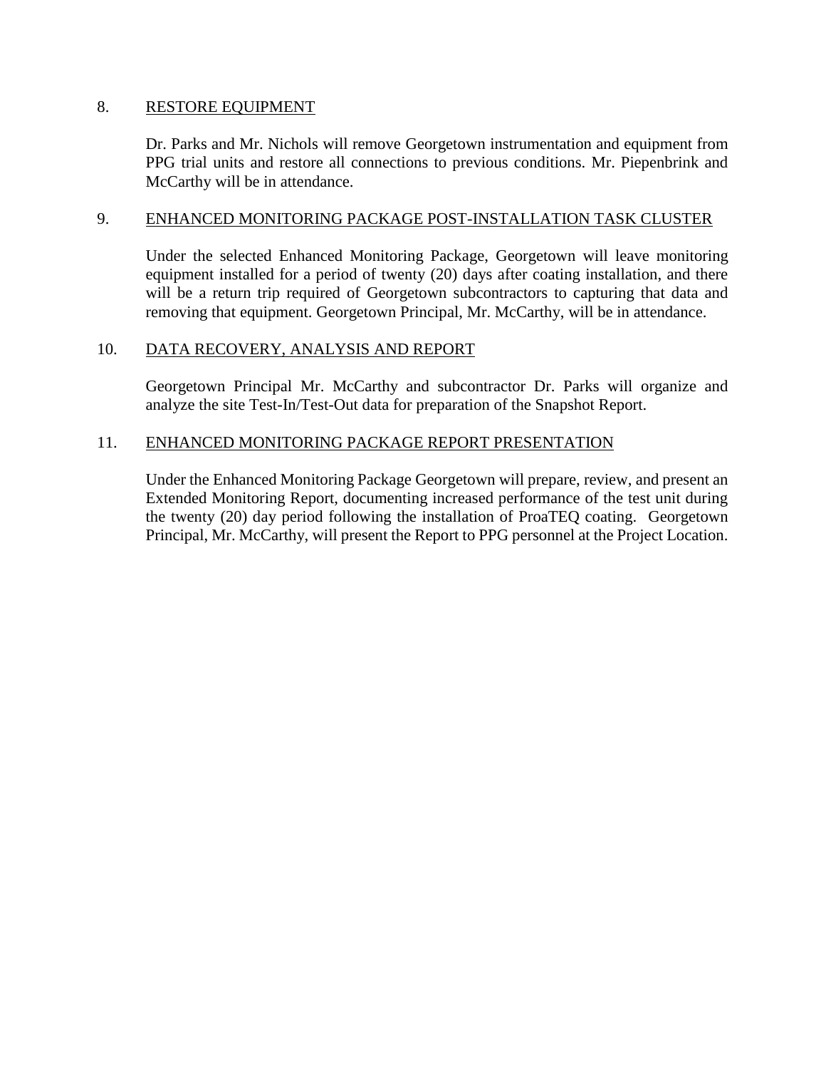8. <u>RESTORE EQUIPMENT</u>

   Dr. Parks and Mr. Nichols will remove Georgetown instrumentation and equipment from PPG trial units and restore all connections to previous conditions. Mr. Piepenbrink and McCarthy will be in attendance.

9. <u>ENHANCED MONITORING PACKAGE POST-INSTALLATION TASK CLUSTER</u>

   Under the selected Enhanced Monitoring Package, Georgetown will leave monitoring equipment installed for a period of twenty (20) days after coating installation, and there will be a return trip required of Georgetown subcontractors to capturing that data and removing that equipment. Georgetown Principal, Mr. McCarthy, will be in attendance.

10. <u>DATA RECOVERY, ANALYSIS AND REPORT</u>

    Georgetown Principal Mr. McCarthy and subcontractor Dr. Parks will organize and analyze the site Test-In/Test-Out data for preparation of the Snapshot Report.

11. <u>ENHANCED MONITORING PACKAGE REPORT PRESENTATION</u>

    Under the Enhanced Monitoring Package Georgetown will prepare, review, and present an Extended Monitoring Report, documenting increased performance of the test unit during the twenty (20) day period following the installation of ProaTEQ coating. Georgetown Principal, Mr. McCarthy, will present the Report to PPG personnel at the Project Location.